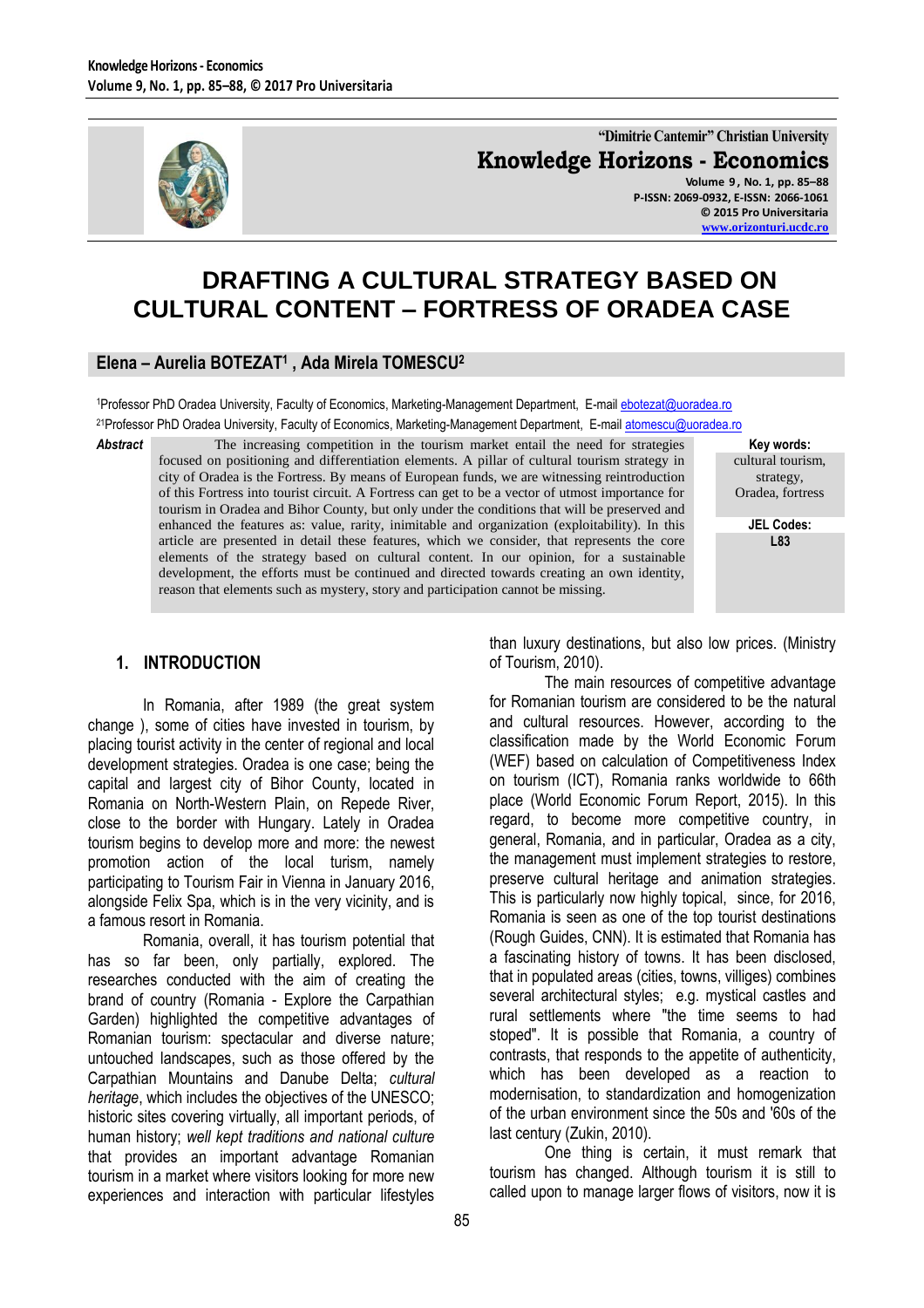# DRAFTING A CULTURAL STRATEGY BASED ON CULTURAL CONTENT – FORTRESS OF ORADEA CASE

**Elena – Aurelia BOTEZAT[1] , Ada Mirela TOMESCU[2]**

[1]Professor PhD Oradea University, Faculty of Economics, Marketing-Management Department, E-mail ebotezat@uoradea.ro
[21]Professor PhD Oradea University, Faculty of Economics, Marketing-Management Department, E-mail atomescu@uoradea.ro

***Abstract*** The increasing competition in the tourism market entail the need for strategies focused on positioning and differentiation elements. A pillar of cultural tourism strategy in city of Oradea is the Fortress. By means of European funds, we are witnessing reintroduction of this Fortress into tourist circuit. A Fortress can get to be a vector of utmost importance for tourism in Oradea and Bihor County, but only under the conditions that will be preserved and enhanced the features as: value, rarity, inimitable and organization (exploitability). In this article are presented in detail these features, which we consider, that represents the core elements of the strategy based on cultural content. In our opinion, for a sustainable development, the efforts must be continued and directed towards creating an own identity, reason that elements such as mystery, story and participation cannot be missing.

**Key words:** cultural tourism, strategy, Oradea, fortress

**JEL Codes:** L83

## 1. INTRODUCTION

In Romania, after 1989 (the great system change ), some of cities have invested in tourism, by placing tourist activity in the center of regional and local development strategies. Oradea is one case; being the capital and largest city of Bihor County, located in Romania on North-Western Plain, on Repede River, close to the border with Hungary. Lately in Oradea tourism begins to develop more and more: the newest promotion action of the local turism, namely participating to Tourism Fair in Vienna in January 2016, alongside Felix Spa, which is in the very vicinity, and is a famous resort in Romania.

Romania, overall, it has tourism potential that has so far been, only partially, explored. The researches conducted with the aim of country the brand of country (Romania - Explore the Carpathian Garden) highlighted the competitive advantages of Romanian tourism: spectacular and diverse nature; untouched landscapes, such as those offered by the Carpathian Mountains and Danube Delta; *cultural heritage*, which includes the objectives of the UNESCO; historic sites covering virtually, all important periods, of human history; *well kept traditions and national culture* that provides an important advantage Romanian tourism in a market where visitors looking for more new experiences and interaction with particular lifestyles than luxury destinations, but also low prices. (Ministry of Tourism, 2010).

The main resources of competitive advantage for Romanian tourism are considered to be the natural and cultural resources. However, according to the classification made by the World Economic Forum (WEF) based on calculation of Competitiveness Index on tourism (ICT), Romania ranks worldwide to 66th place (World Economic Forum Report, 2015). In this regard, to become more competitive country, in general, Romania, and in particular, Oradea as a city, the management must implement strategies to restore, preserve cultural heritage and animation strategies. This is particularly now highly topical, since, for 2016, Romania is seen as one of the top tourist destinations (Rough Guides, CNN). It is estimated that Romania has a fascinating history of towns. It has been disclosed, that in populated areas (cities, towns, villiges) combines several architectural styles; e.g. mystical castles and rural settlements where "the time seems to had stoped". It is possible that Romania, a country of contrasts, that responds to the appetite of authenticity, which has been developed as a reaction to modernisation, to standardization and homogenization of the urban environment since the 50s and '60s of the last century (Zukin, 2010).

One thing is certain, it must remark that tourism has changed. Although tourism it is still to called upon to manage larger flows of visitors, now it is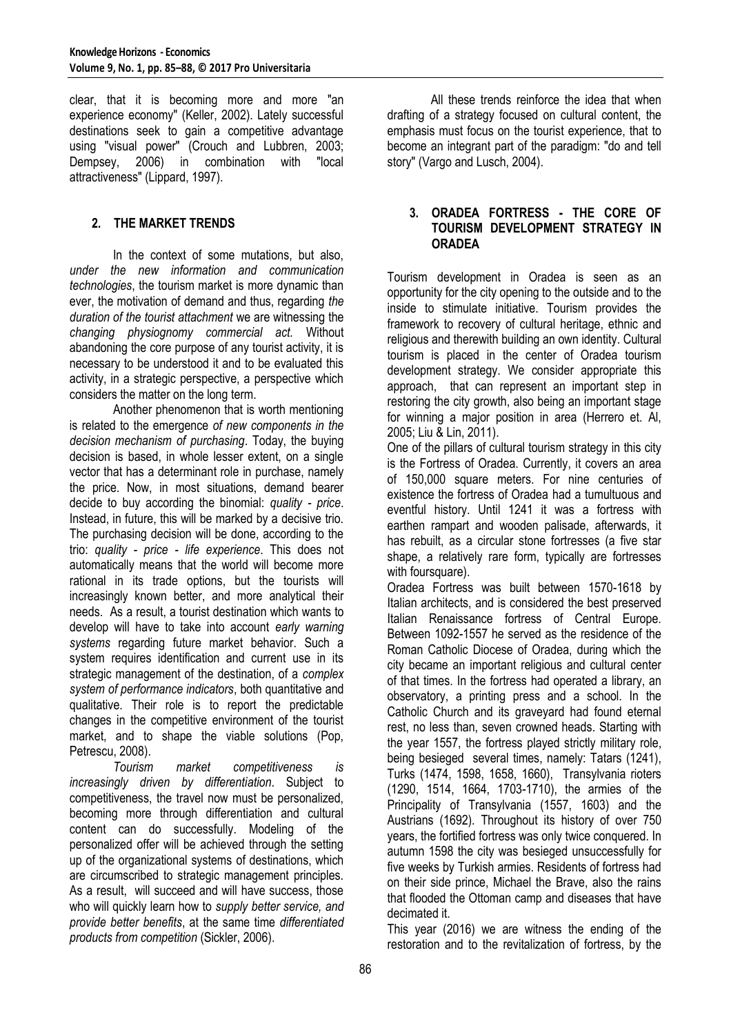clear, that it is becoming more and more "an experience economy" (Keller, 2002). Lately successful destinations seek to gain a competitive advantage using "visual power" (Crouch and Lubbren, 2003; Dempsey, 2006) in combination with "local attractiveness" (Lippard, 1997).

## 2. THE MARKET TRENDS

In the context of some mutations, but also, *under the new information and communication technologies*, the tourism market is more dynamic than ever, the motivation of demand and thus, regarding *the duration of the tourist attachment* we are witnessing the *changing physiognomy commercial act.* Without abandoning the core purpose of any tourist activity, it is necessary to be understood it and to be evaluated this activity, in a strategic perspective, a perspective which considers the matter on the long term.

Another phenomenon that is worth mentioning is related to the emergence *of new components in the decision mechanism of purchasing*. Today, the buying decision is based, in whole lesser extent, on a single vector that has a determinant role in purchase, namely the price. Now, in most situations, demand bearer decide to buy according the binomial: *quality - price*. Instead, in future, this will be marked by a decisive trio. The purchasing decision will be done, according to the trio: *quality - price - life experience*. This does not automatically means that the world will become more rational in its trade options, but the tourists will increasingly known better, and more analytical their needs. As a result, a tourist destination which wants to develop will have to take into account *early warning systems* regarding future market behavior. Such a system requires identification and current use in its strategic management of the destination, of a *complex system of performance indicators*, both quantitative and qualitative. Their role is to report the predictable changes in the competitive environment of the tourist market, and to shape the viable solutions (Pop, Petrescu, 2008).

*Tourism market competitiveness is increasingly driven by differentiation*. Subject to competitiveness, the travel now must be personalized, becoming more through differentiation and cultural content can do successfully. Modeling of the personalized offer will be achieved through the setting up of the organizational systems of destinations, which are circumscribed to strategic management principles. As a result, will succeed and will have success, those who will quickly learn how to *supply better service, and provide better benefits*, at the same time *differentiated products from competition* (Sickler, 2006).

All these trends reinforce the idea that when drafting of a strategy focused on cultural content, the emphasis must focus on the tourist experience, that to become an integrant part of the paradigm: "do and tell story" (Vargo and Lusch, 2004).

## 3. ORADEA FORTRESS - THE CORE OF TOURISM DEVELOPMENT STRATEGY IN ORADEA

Tourism development in Oradea is seen as an opportunity for the city opening to the outside and to the inside to stimulate initiative. Tourism provides the framework to recovery of cultural heritage, ethnic and religious and therewith building an own identity. Cultural tourism is placed in the center of Oradea tourism development strategy. We consider appropriate this approach, that can represent an important step in restoring the city growth, also being an important stage for winning a major position in area (Herrero et. Al, 2005; Liu & Lin, 2011).

One of the pillars of cultural tourism strategy in this city is the Fortress of Oradea. Currently, it covers an area of 150,000 square meters. For nine centuries of existence the fortress of Oradea had a tumultuous and eventful history. Until 1241 it was a fortress with earthen rampart and wooden palisade, afterwards, it has rebuilt, as a circular stone fortresses (a five star shape, a relatively rare form, typically are fortresses with foursquare).

Oradea Fortress was built between 1570-1618 by Italian architects, and is considered the best preserved Italian Renaissance fortress of Central Europe. Between 1092-1557 he served as the residence of the Roman Catholic Diocese of Oradea, during which the city became an important religious and cultural center of that times. In the fortress had operated a library, an observatory, a printing press and a school. In the Catholic Church and its graveyard had found eternal rest, no less than, seven crowned heads. Starting with the year 1557, the fortress played strictly military role, being besieged several times, namely: Tatars (1241), Turks (1474, 1598, 1658, 1660), Transylvania rioters (1290, 1514, 1664, 1703-1710), the armies of the Principality of Transylvania (1557, 1603) and the Austrians (1692). Throughout its history of over 750 years, the fortified fortress was only twice conquered. In autumn 1598 the city was besieged unsuccessfully for five weeks by Turkish armies. Residents of fortress had on their side prince, Michael the Brave, also the rains that flooded the Ottoman camp and diseases that have decimated it.

This year (2016) we are witness the ending of the restoration and to the revitalization of fortress, by the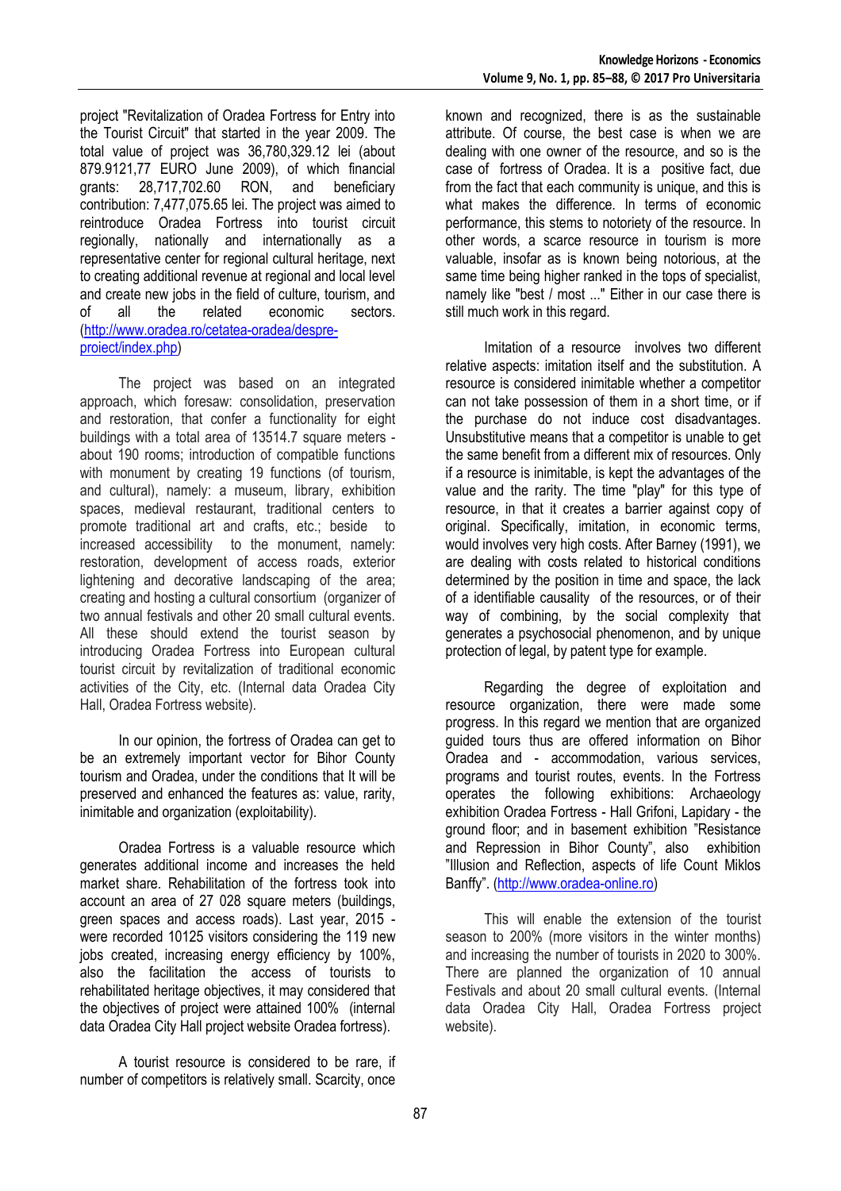project "Revitalization of Oradea Fortress for Entry into the Tourist Circuit" that started in the year 2009. The total value of project was 36,780,329.12 lei (about 879.9121,77 EURO June 2009), of which financial grants: 28,717,702.60 RON, and beneficiary contribution: 7,477,075.65 lei. The project was aimed to reintroduce Oradea Fortress into tourist circuit regionally, nationally and internationally as a representative center for regional cultural heritage, next to creating additional revenue at regional and local level and create new jobs in the field of culture, tourism, and of all the related economic sectors. (http://www.oradea.ro/cetatea-oradea/despre-proiect/index.php)

The project was based on an integrated approach, which foresaw: consolidation, preservation and restoration, that confer a functionality for eight buildings with a total area of 13514.7 square meters - about 190 rooms; introduction of compatible functions with monument by creating 19 functions (of tourism, and cultural), namely: a museum, library, exhibition spaces, medieval restaurant, traditional centers to promote traditional art and crafts, etc.; beside to increased accessibility to the monument, namely: restoration, development of access roads, exterior lightening and decorative landscaping of the area; creating and hosting a cultural consortium (organizer of two annual festivals and other 20 small cultural events. All these should extend the tourist season by introducing Oradea Fortress into European cultural tourist circuit by revitalization of traditional economic activities of the City, etc. (Internal data Oradea City Hall, Oradea Fortress website).

In our opinion, the fortress of Oradea can get to be an extremely important vector for Bihor County tourism and Oradea, under the conditions that It will be preserved and enhanced the features as: value, rarity, inimitable and organization (exploitability).

Oradea Fortress is a valuable resource which generates additional income and increases the held market share. Rehabilitation of the fortress took into account an area of 27 028 square meters (buildings, green spaces and access roads). Last year, 2015 - were recorded 10125 visitors considering the 119 new jobs created, increasing energy efficiency by 100%, also the facilitation the access of tourists to rehabilitated heritage objectives, it may considered that the objectives of project were attained 100% (internal data Oradea City Hall project website Oradea fortress).

A tourist resource is considered to be rare, if number of competitors is relatively small. Scarcity, once known and recognized, there is as the sustainable attribute. Of course, the best case is when we are dealing with one owner of the resource, and so is the case of fortress of Oradea. It is a positive fact, due from the fact that each community is unique, and this is what makes the difference. In terms of economic performance, this stems to notoriety of the resource. In other words, a scarce resource in tourism is more valuable, insofar as is known being notorious, at the same time being higher ranked in the tops of specialist, namely like "best / most ..." Either in our case there is still much work in this regard.

Imitation of a resource involves two different relative aspects: imitation itself and the substitution. A resource is considered inimitable whether a competitor can not take possession of them in a short time, or if the purchase do not induce cost disadvantages. Unsubstitutive means that a competitor is unable to get the same benefit from a different mix of resources. Only if a resource is inimitable, is kept the advantages of the value and the rarity. The time "play" for this type of resource, in that it creates a barrier against copy of original. Specifically, imitation, in economic terms, would involves very high costs. After Barney (1991), we are dealing with costs related to historical conditions determined by the position in time and space, the lack of a identifiable causality of the resources, or of their way of combining, by the social complexity that generates a psychosocial phenomenon, and by unique protection of legal, by patent type for example.

Regarding the degree of exploitation and resource organization, there were made some progress. In this regard we mention that are organized guided tours thus are offered information on Bihor Oradea and - accommodation, various services, programs and tourist routes, events. In the Fortress operates the following exhibitions: Archaeology exhibition Oradea Fortress - Hall Grifoni, Lapidary - the ground floor; and in basement exhibition "Resistance and Repression in Bihor County", also exhibition "Illusion and Reflection, aspects of life Count Miklos Banffy". (http://www.oradea-online.ro)

This will enable the extension of the tourist season to 200% (more visitors in the winter months) and increasing the number of tourists in 2020 to 300%. There are planned the organization of 10 annual Festivals and about 20 small cultural events. (Internal data Oradea City Hall, Oradea Fortress project website).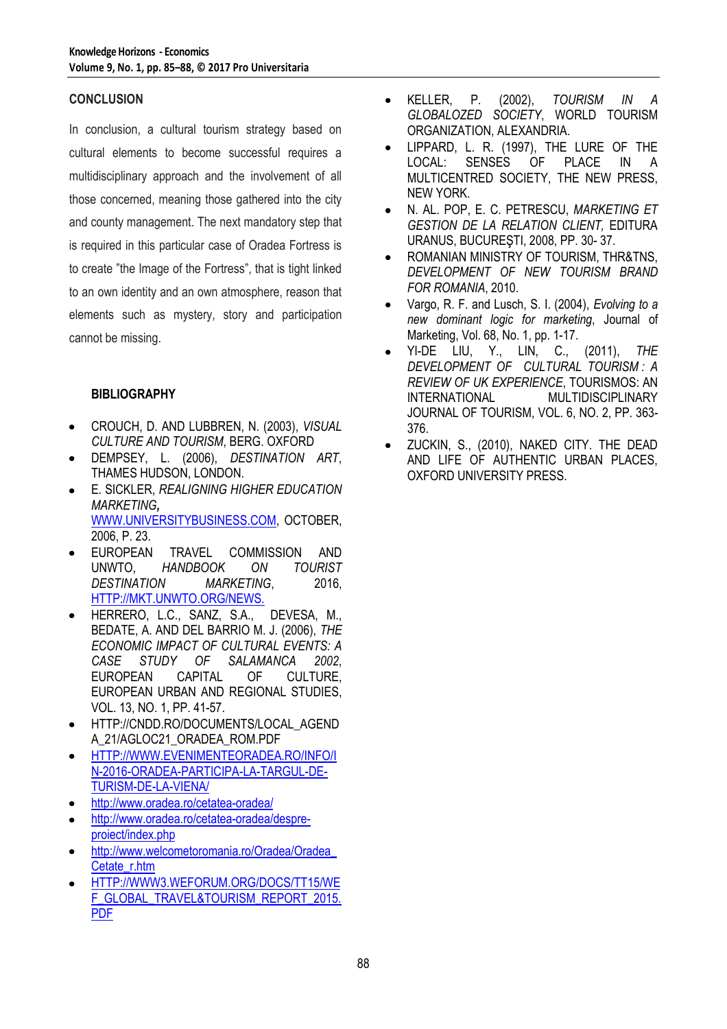## CONCLUSION

In conclusion, a cultural tourism strategy based on cultural elements to become successful requires a multidisciplinary approach and the involvement of all those concerned, meaning those gathered into the city and county management. The next mandatory step that is required in this particular case of Oradea Fortress is to create "the Image of the Fortress", that is tight linked to an own identity and an own atmosphere, reason that elements such as mystery, story and participation cannot be missing.

## BIBLIOGRAPHY

- CROUCH, D. AND LUBBREN, N. (2003), *VISUAL CULTURE AND TOURISM*, BERG. OXFORD
- DEMPSEY, L. (2006), *DESTINATION ART*, THAMES HUDSON, LONDON.
- E. SICKLER, *REALIGNING HIGHER EDUCATION MARKETING,* WWW.UNIVERSITYBUSINESS.COM, OCTOBER, 2006, P. 23.
- EUROPEAN TRAVEL COMMISSION AND UNWTO, *HANDBOOK ON TOURIST DESTINATION MARKETING*, 2016, HTTP://MKT.UNWTO.ORG/NEWS.
- HERRERO, L.C., SANZ, S.A., DEVESA, M., BEDATE, A. AND DEL BARRIO M. J. (2006), *THE ECONOMIC IMPACT OF CULTURAL EVENTS: A CASE STUDY OF SALAMANCA 2002*, EUROPEAN CAPITAL OF CULTURE, EUROPEAN URBAN AND REGIONAL STUDIES, VOL. 13, NO. 1, PP. 41-57.
- HTTP://CNDD.RO/DOCUMENTS/LOCAL_AGENDA_21/AGLOC21_ORADEA_ROM.PDF
- HTTP://WWW.EVENIMENTEORADEA.RO/INFO/IN-2016-ORADEA-PARTICIPA-LA-TARGUL-DE-TURISM-DE-LA-VIENA/
- http://www.oradea.ro/cetatea-oradea/
- http://www.oradea.ro/cetatea-oradea/despre-proiect/index.php
- http://www.welcometoromania.ro/Oradea/Oradea_Cetate_r.htm
- HTTP://WWW3.WEFORUM.ORG/DOCS/TT15/WEF_GLOBAL_TRAVEL&TOURISM_REPORT_2015.PDF
- KELLER, P. (2002), *TOURISM IN A GLOBALOZED SOCIETY*, WORLD TOURISM ORGANIZATION, ALEXANDRIA.
- LIPPARD, L. R. (1997), THE LURE OF THE LOCAL: SENSES OF PLACE IN A MULTICENTRED SOCIETY, THE NEW PRESS, NEW YORK.
- N. AL. POP, E. C. PETRESCU, *MARKETING ET GESTION DE LA RELATION CLIENT,* EDITURA URANUS, BUCUREŞTI, 2008, PP. 30- 37.
- ROMANIAN MINISTRY OF TOURISM, THR&TNS, *DEVELOPMENT OF NEW TOURISM BRAND FOR ROMANIA*, 2010.
- Vargo, R. F. and Lusch, S. I. (2004), *Evolving to a new dominant logic for marketing*, Journal of Marketing, Vol. 68, No. 1, pp. 1-17.
- YI-DE LIU, Y., LIN, C., (2011), *THE DEVELOPMENT OF CULTURAL TOURISM : A REVIEW OF UK EXPERIENCE*, TOURISMOS: AN INTERNATIONAL MULTIDISCIPLINARY JOURNAL OF TOURISM, VOL. 6, NO. 2, PP. 363-376.
- ZUCKIN, S., (2010), NAKED CITY. THE DEAD AND LIFE OF AUTHENTIC URBAN PLACES, OXFORD UNIVERSITY PRESS.